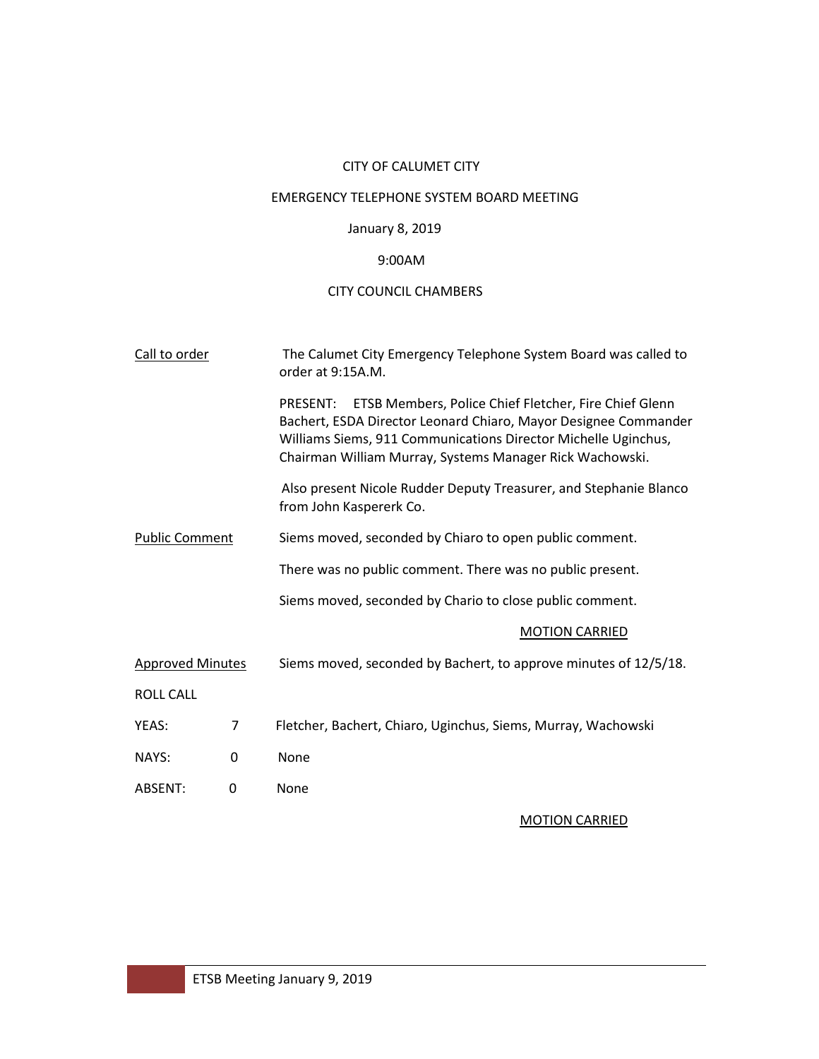CITY OF CALUMET CITY

EMERGENCY TELEPHONE SYSTEM BOARD MEETING

January 8, 2019

9:00AM

CITY COUNCIL CHAMBERS

<u>Call to order</u>

The Calumet City Emergency Telephone System Board was called to order at 9:15A.M.

PRESENT: ETSB Members, Police Chief Fletcher, Fire Chief Glenn Bachert, ESDA Director Leonard Chiaro, Mayor Designee Commander Williams Siems, 911 Communications Director Michelle Uginchus, Chairman William Murray, Systems Manager Rick Wachowski.

Also present Nicole Rudder Deputy Treasurer, and Stephanie Blanco from John Kaspererk Co.

<u>Public Comment</u>

Siems moved, seconded by Chiaro to open public comment.

There was no public comment. There was no public present.

Siems moved, seconded by Chario to close public comment.

<u>MOTION CARRIED</u>

<u>Approved Minutes</u>

Siems moved, seconded by Bachert, to approve minutes of 12/5/18.

ROLL CALL

| | | |
|---|---|---|
| YEAS: | 7 | Fletcher, Bachert, Chiaro, Uginchus, Siems, Murray, Wachowski |
| NAYS: | 0 | None |
| ABSENT: | 0 | None |

<u>MOTION CARRIED</u>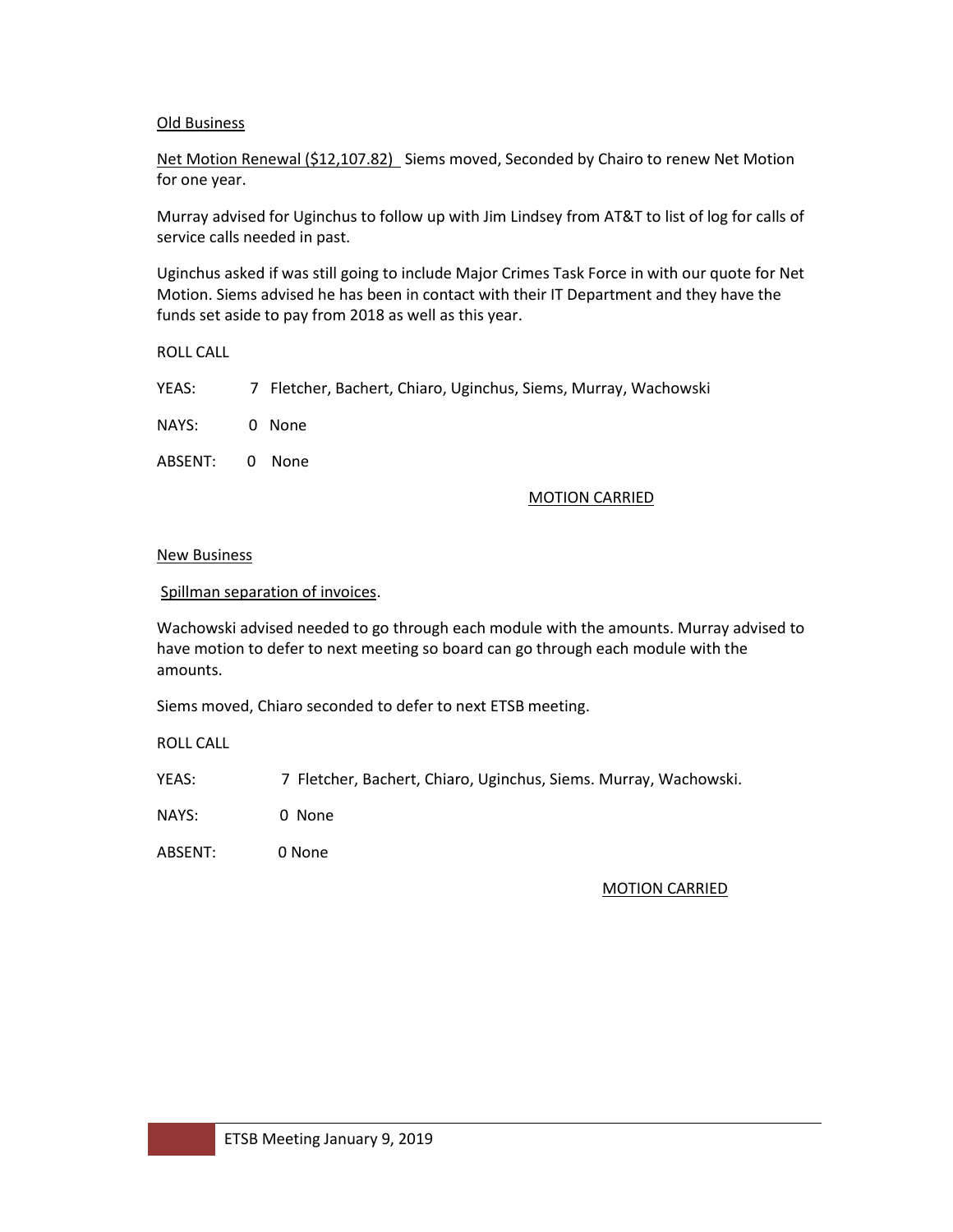Old Business

Net Motion Renewal ($12,107.82) Siems moved, Seconded by Chairo to renew Net Motion for one year.

Murray advised for Uginchus to follow up with Jim Lindsey from AT&T to list of log for calls of service calls needed in past.

Uginchus asked if was still going to include Major Crimes Task Force in with our quote for Net Motion. Siems advised he has been in contact with their IT Department and they have the funds set aside to pay from 2018 as well as this year.

ROLL CALL

YEAS: 7 Fletcher, Bachert, Chiaro, Uginchus, Siems, Murray, Wachowski

NAYS: 0 None

ABSENT: 0 None

MOTION CARRIED

New Business

Spillman separation of invoices.

Wachowski advised needed to go through each module with the amounts. Murray advised to have motion to defer to next meeting so board can go through each module with the amounts.

Siems moved, Chiaro seconded to defer to next ETSB meeting.

ROLL CALL

YEAS: 7 Fletcher, Bachert, Chiaro, Uginchus, Siems. Murray, Wachowski.

NAYS: 0 None

ABSENT: 0 None

MOTION CARRIED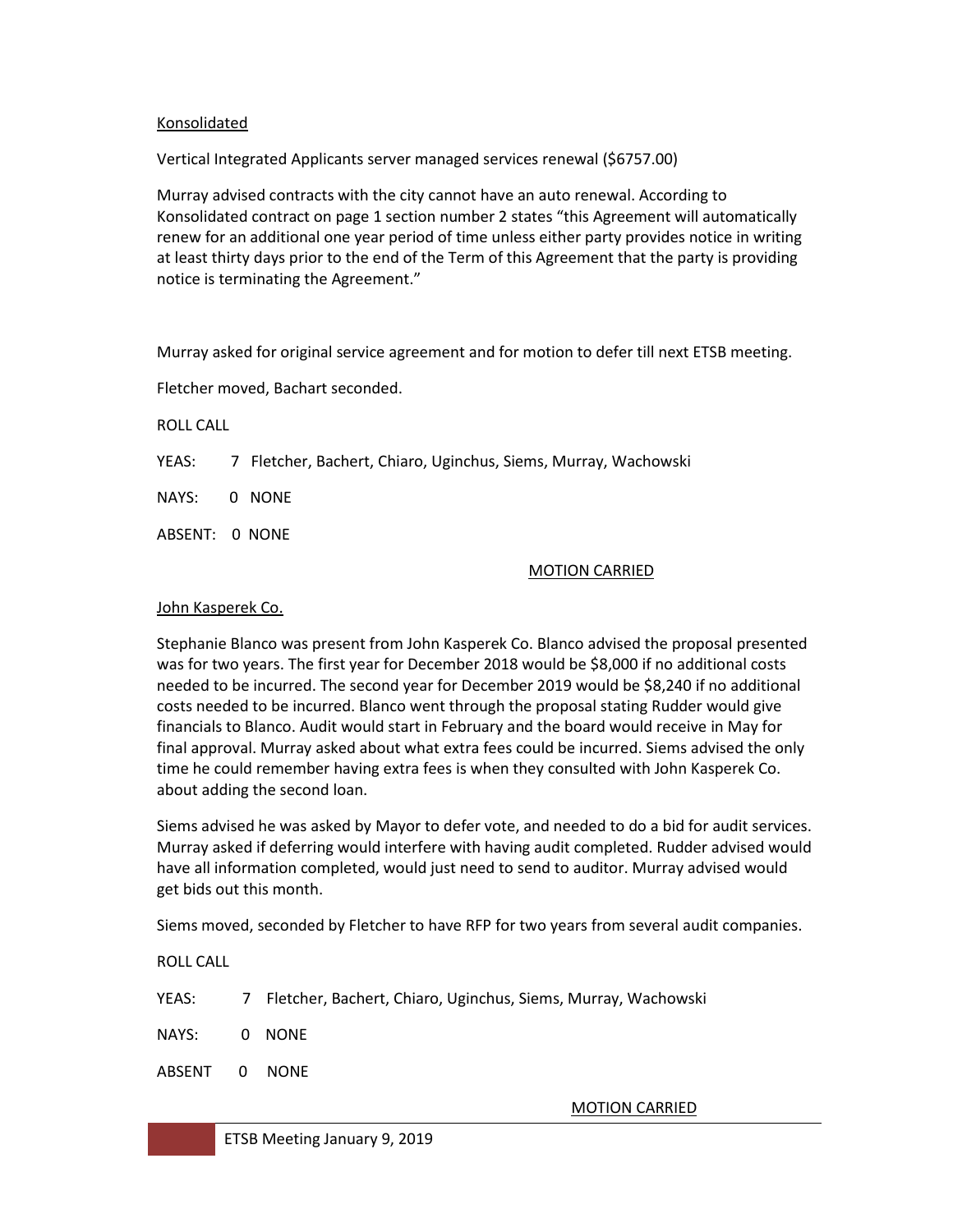Konsolidated

Vertical Integrated Applicants server managed services renewal ($6757.00)

Murray advised contracts with the city cannot have an auto renewal. According to Konsolidated contract on page 1 section number 2 states "this Agreement will automatically renew for an additional one year period of time unless either party provides notice in writing at least thirty days prior to the end of the Term of this Agreement that the party is providing notice is terminating the Agreement."

Murray asked for original service agreement and for motion to defer till next ETSB meeting.

Fletcher moved, Bachart seconded.

ROLL CALL

YEAS: 7 Fletcher, Bachert, Chiaro, Uginchus, Siems, Murray, Wachowski

NAYS: 0 NONE

ABSENT: 0 NONE

MOTION CARRIED

John Kasperek Co.

Stephanie Blanco was present from John Kasperek Co. Blanco advised the proposal presented was for two years. The first year for December 2018 would be $8,000 if no additional costs needed to be incurred. The second year for December 2019 would be $8,240 if no additional costs needed to be incurred. Blanco went through the proposal stating Rudder would give financials to Blanco. Audit would start in February and the board would receive in May for final approval. Murray asked about what extra fees could be incurred. Siems advised the only time he could remember having extra fees is when they consulted with John Kasperek Co. about adding the second loan.

Siems advised he was asked by Mayor to defer vote, and needed to do a bid for audit services. Murray asked if deferring would interfere with having audit completed. Rudder advised would have all information completed, would just need to send to auditor. Murray advised would get bids out this month.

Siems moved, seconded by Fletcher to have RFP for two years from several audit companies.

ROLL CALL

YEAS: 7 Fletcher, Bachert, Chiaro, Uginchus, Siems, Murray, Wachowski

NAYS: 0 NONE

ABSENT 0 NONE

MOTION CARRIED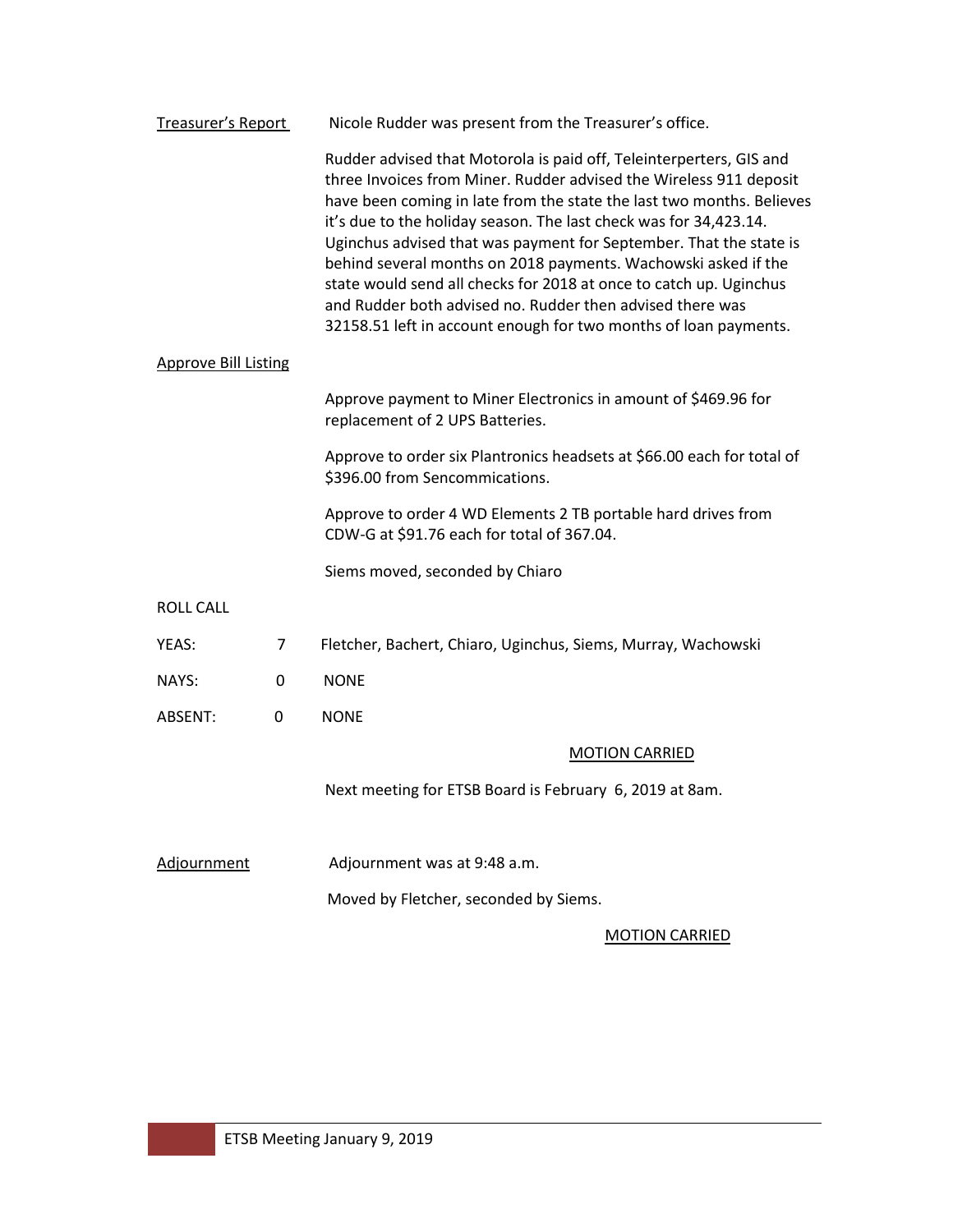Treasurer's Report

Nicole Rudder was present from the Treasurer's office.

Rudder advised that Motorola is paid off, Teleinterperters, GIS and three Invoices from Miner. Rudder advised the Wireless 911 deposit have been coming in late from the state the last two months. Believes it's due to the holiday season. The last check was for 34,423.14. Uginchus advised that was payment for September. That the state is behind several months on 2018 payments. Wachowski asked if the state would send all checks for 2018 at once to catch up. Uginchus and Rudder both advised no. Rudder then advised there was 32158.51 left in account enough for two months of loan payments.

Approve Bill Listing

Approve payment to Miner Electronics in amount of $469.96 for replacement of 2 UPS Batteries.

Approve to order six Plantronics headsets at $66.00 each for total of $396.00 from Sencommications.

Approve to order 4 WD Elements 2 TB portable hard drives from CDW-G at $91.76 each for total of 367.04.

Siems moved, seconded by Chiaro

ROLL CALL

| | | |
|---|---|---|
| YEAS: | 7 | Fletcher, Bachert, Chiaro, Uginchus, Siems, Murray, Wachowski |
| NAYS: | 0 | NONE |
| ABSENT: | 0 | NONE |

MOTION CARRIED

Next meeting for ETSB Board is February 6, 2019 at 8am.

Adjournment

Adjournment was at 9:48 a.m.

Moved by Fletcher, seconded by Siems.

MOTION CARRIED